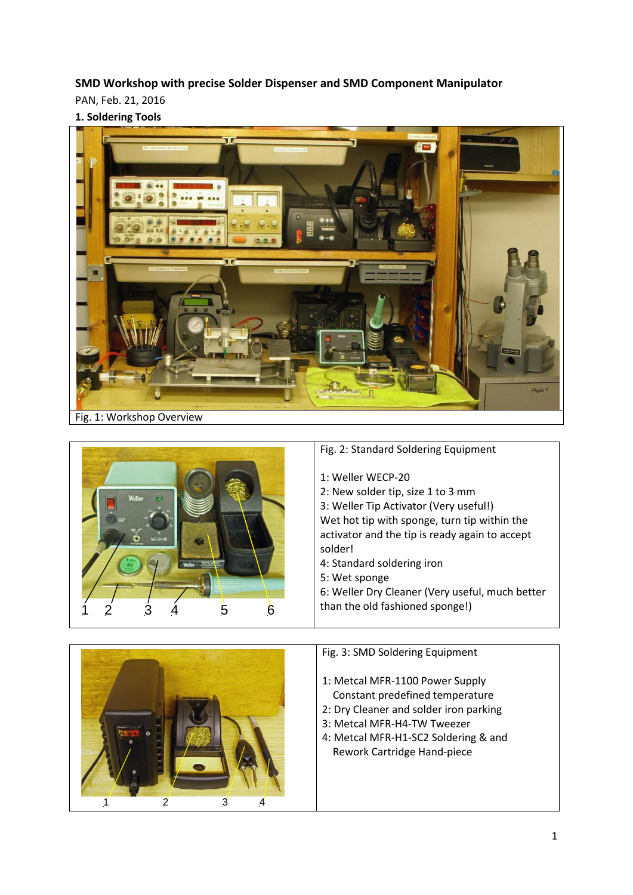**SMD Workshop with precise Solder Dispenser and SMD Component Manipulator**

PAN, Feb. 21, 2016

**1. Soldering Tools**

Fig. 1: Workshop Overview

Fig. 2: Standard Soldering Equipment

1: Weller WECP-20
2: New solder tip, size 1 to 3 mm
3: Weller Tip Activator (Very useful!)
Wet hot tip with sponge, turn tip within the activator and the tip is ready again to accept solder!
4: Standard soldering iron
5: Wet sponge
6: Weller Dry Cleaner (Very useful, much better than the old fashioned sponge!)

Fig. 3: SMD Soldering Equipment

1: Metcal MFR-1100 Power Supply
Constant predefined temperature
2: Dry Cleaner and solder iron parking
3: Metcal MFR-H4-TW Tweezer
4: Metcal MFR-H1-SC2 Soldering & and Rework Cartridge Hand-piece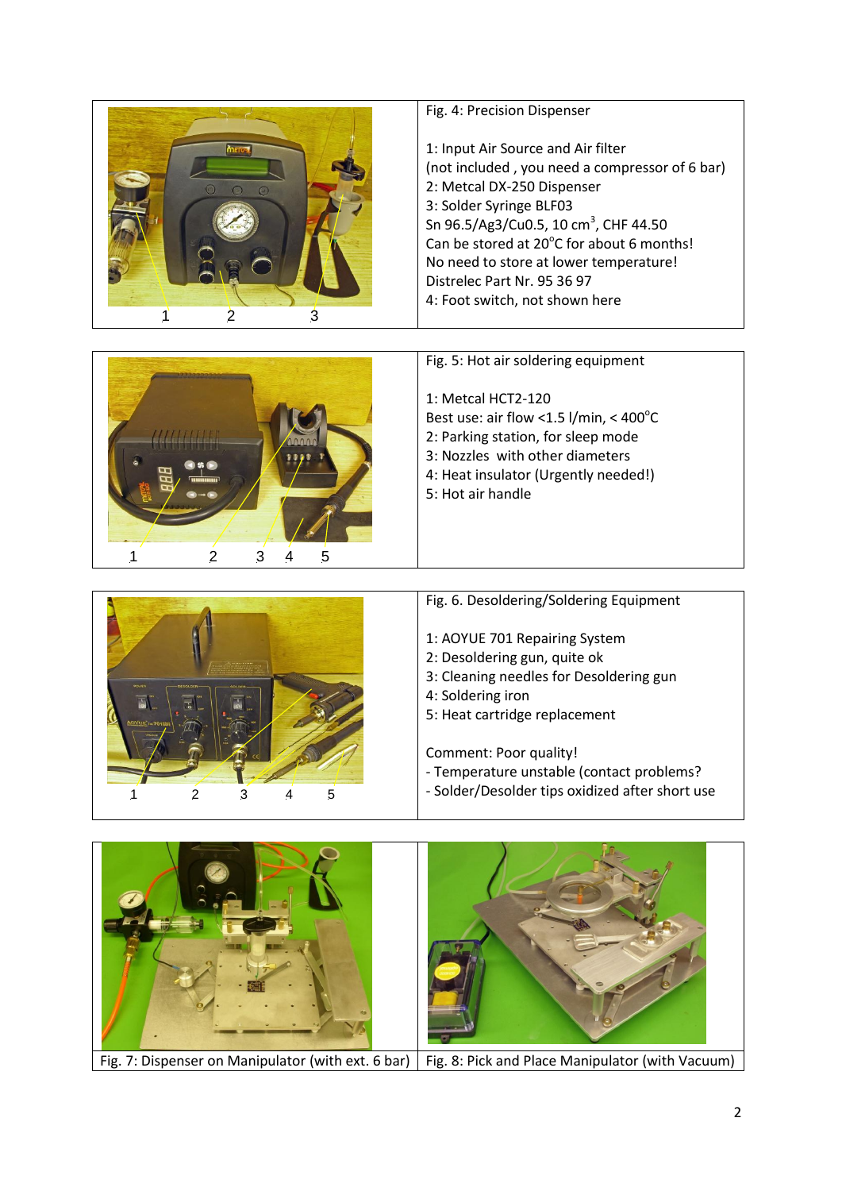Fig. 4: Precision Dispenser

1: Input Air Source and Air filter
(not included , you need a compressor of 6 bar)
2: Metcal DX-250 Dispenser
3: Solder Syringe BLF03
Sn 96.5/Ag3/Cu0.5, 10 $cm^3$, CHF 44.50
Can be stored at 20°C for about 6 months!
No need to store at lower temperature!
Distrelec Part Nr. 95 36 97
4: Foot switch, not shown here

Fig. 5: Hot air soldering equipment

1: Metcal HCT2-120
Best use: air flow <1.5 l/min, < 400°C
2: Parking station, for sleep mode
3: Nozzles with other diameters
4: Heat insulator (Urgently needed!)
5: Hot air handle

Fig. 6. Desoldering/Soldering Equipment

1: AOYUE 701 Repairing System
2: Desoldering gun, quite ok
3: Cleaning needles for Desoldering gun
4: Soldering iron
5: Heat cartridge replacement

Comment: Poor quality!
- Temperature unstable (contact problems?
- Solder/Desolder tips oxidized after short use

Fig. 7: Dispenser on Manipulator (with ext. 6 bar)

Fig. 8: Pick and Place Manipulator (with Vacuum)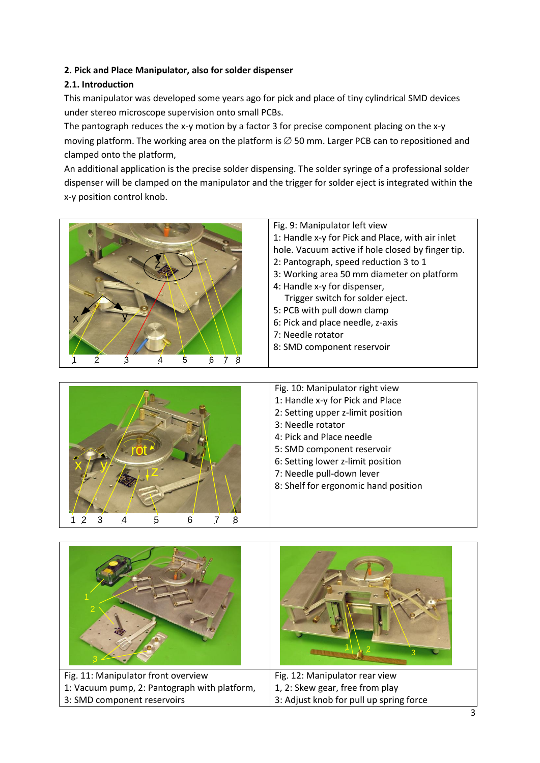**2. Pick and Place Manipulator, also for solder dispenser**

**2.1. Introduction**

This manipulator was developed some years ago for pick and place of tiny cylindrical SMD devices under stereo microscope supervision onto small PCBs.

The pantograph reduces the x-y motion by a factor 3 for precise component placing on the x-y moving platform. The working area on the platform is ∅ 50 mm. Larger PCB can to repositioned and clamped onto the platform,

An additional application is the precise solder dispensing. The solder syringe of a professional solder dispenser will be clamped on the manipulator and the trigger for solder eject is integrated within the x-y position control knob.

Fig. 9: Manipulator left view
1: Handle x-y for Pick and Place, with air inlet hole. Vacuum active if hole closed by finger tip.
2: Pantograph, speed reduction 3 to 1
3: Working area 50 mm diameter on platform
4: Handle x-y for dispenser,
Trigger switch for solder eject.
5: PCB with pull down clamp
6: Pick and place needle, z-axis
7: Needle rotator
8: SMD component reservoir

Fig. 10: Manipulator right view
1: Handle x-y for Pick and Place
2: Setting upper z-limit position
3: Needle rotator
4: Pick and Place needle
5: SMD component reservoir
6: Setting lower z-limit position
7: Needle pull-down lever
8: Shelf for ergonomic hand position

Fig. 11: Manipulator front overview
1: Vacuum pump, 2: Pantograph with platform,
3: SMD component reservoirs

Fig. 12: Manipulator rear view
1, 2: Skew gear, free from play
3: Adjust knob for pull up spring force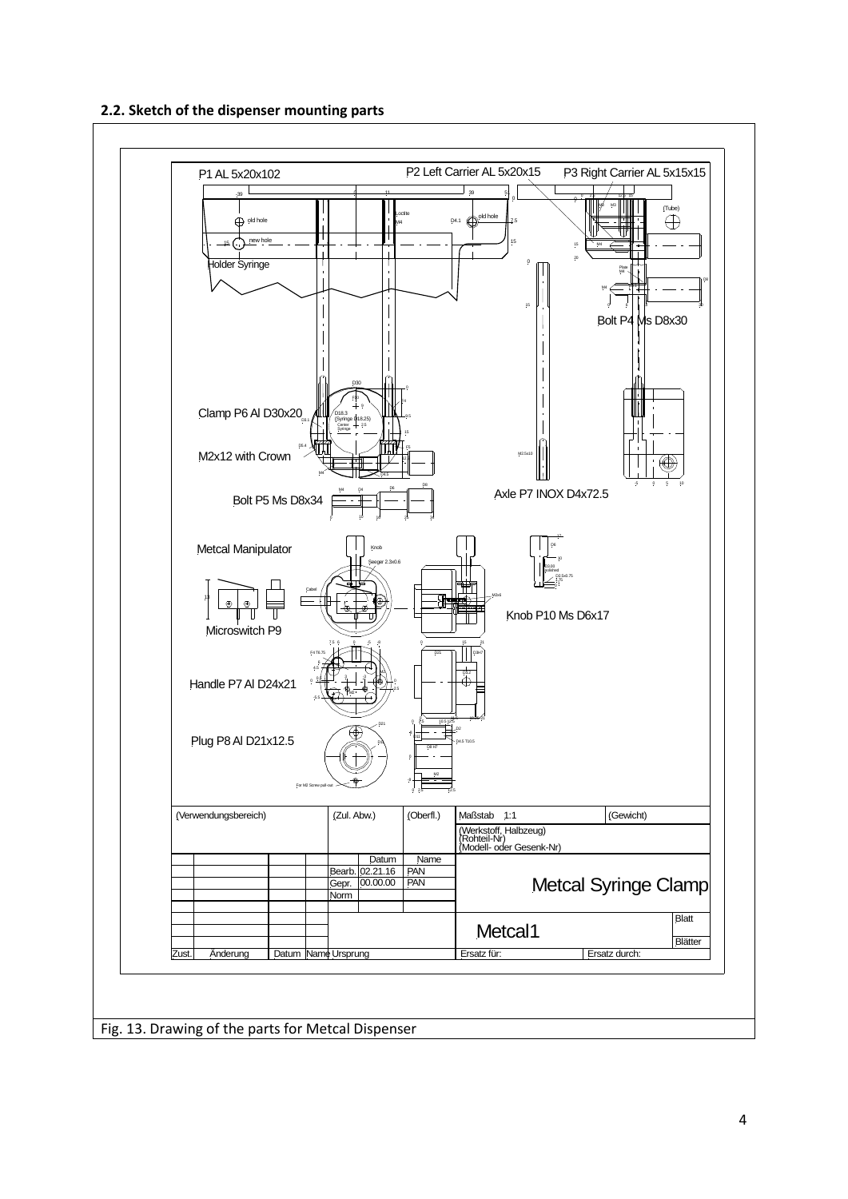### 2.2. Sketch of the dispenser mounting parts

P1 AL 5x20x102

P2 Left Carrier AL 5x20x15

P3 Right Carrier AL 5x15x15

Holder Syringe

Bolt P4 Ms D8x30

Clamp P6 Al D30x20

M2x12 with Crown

Bolt P5 Ms D8x34

Axle P7 INOX D4x72.5

Metcal Manipulator

Knob P10 Ms D6x17

Microswitch P9

Handle P7 Al D24x21

Plug P8 Al D21x12.5

| (Verwendungsbereich) | | | | (Zul. Abw.) | | (Oberfl.) | Maßstab 1:1 | (Gewicht) | |
|---|---|---|---|---|---|---|---|---|---|
| | | | | | | | (Werkstoff, Halbzeug) (Rohteil-Nr) (Modell- oder Gesenk-Nr) | | |
| | | | | | Datum | Name | | | |
| | | | | Bearb. | 02.21.16 | PAN | Metcal Syringe Clamp | | |
| | | | | Gepr. | 00.00.00 | PAN | | | |
| | | | | Norm | | | | | |
| | | | | | | | Metcal1 | | Blatt |
| | | | | | | | | | Blätter |
| Zust. | Änderung | Datum | Name | Ursprung | | | Ersatz für: | Ersatz durch: | |

Fig. 13. Drawing of the parts for Metcal Dispenser